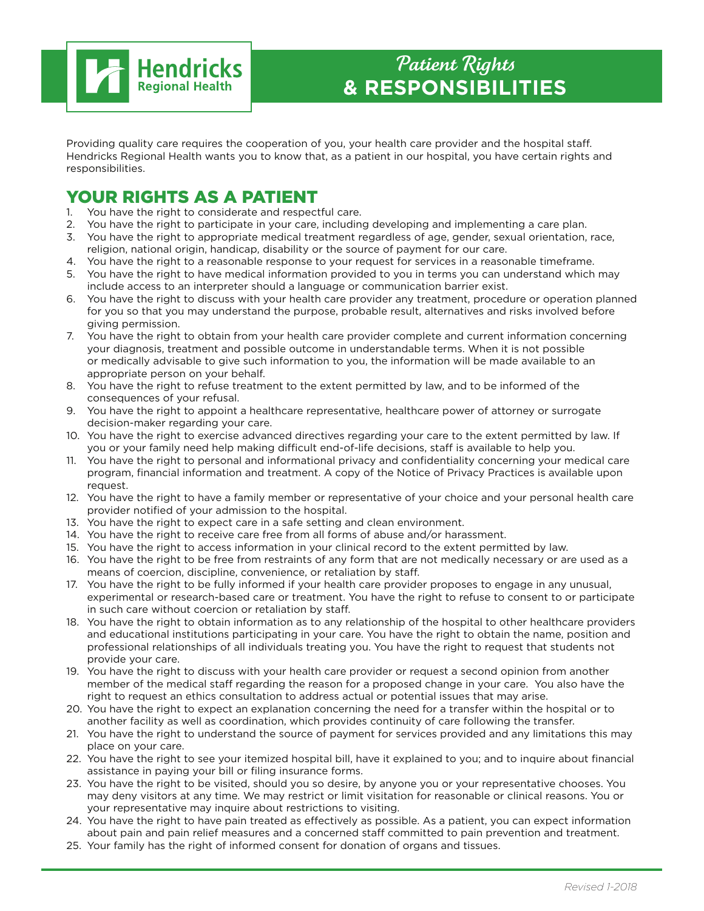# Hendricks Regional Health

# *Patient Rights* & RESPONSIBILITIES

Providing quality care requires the cooperation of you, your health care provider and the hospital staff. Hendricks Regional Health wants you to know that, as a patient in our hospital, you have certain rights and responsibilities.

## YOUR RIGHTS AS A PATIENT

1. You have the right to considerate and respectful care.
2. You have the right to participate in your care, including developing and implementing a care plan.
3. You have the right to appropriate medical treatment regardless of age, gender, sexual orientation, race, religion, national origin, handicap, disability or the source of payment for our care.
4. You have the right to a reasonable response to your request for services in a reasonable timeframe.
5. You have the right to have medical information provided to you in terms you can understand which may include access to an interpreter should a language or communication barrier exist.
6. You have the right to discuss with your health care provider any treatment, procedure or operation planned for you so that you may understand the purpose, probable result, alternatives and risks involved before giving permission.
7. You have the right to obtain from your health care provider complete and current information concerning your diagnosis, treatment and possible outcome in understandable terms. When it is not possible or medically advisable to give such information to you, the information will be made available to an appropriate person on your behalf.
8. You have the right to refuse treatment to the extent permitted by law, and to be informed of the consequences of your refusal.
9. You have the right to appoint a healthcare representative, healthcare power of attorney or surrogate decision-maker regarding your care.
10. You have the right to exercise advanced directives regarding your care to the extent permitted by law. If you or your family need help making difficult end-of-life decisions, staff is available to help you.
11. You have the right to personal and informational privacy and confidentiality concerning your medical care program, financial information and treatment. A copy of the Notice of Privacy Practices is available upon request.
12. You have the right to have a family member or representative of your choice and your personal health care provider notified of your admission to the hospital.
13. You have the right to expect care in a safe setting and clean environment.
14. You have the right to receive care free from all forms of abuse and/or harassment.
15. You have the right to access information in your clinical record to the extent permitted by law.
16. You have the right to be free from restraints of any form that are not medically necessary or are used as a means of coercion, discipline, convenience, or retaliation by staff.
17. You have the right to be fully informed if your health care provider proposes to engage in any unusual, experimental or research-based care or treatment. You have the right to refuse to consent to or participate in such care without coercion or retaliation by staff.
18. You have the right to obtain information as to any relationship of the hospital to other healthcare providers and educational institutions participating in your care. You have the right to obtain the name, position and professional relationships of all individuals treating you. You have the right to request that students not provide your care.
19. You have the right to discuss with your health care provider or request a second opinion from another member of the medical staff regarding the reason for a proposed change in your care. You also have the right to request an ethics consultation to address actual or potential issues that may arise.
20. You have the right to expect an explanation concerning the need for a transfer within the hospital or to another facility as well as coordination, which provides continuity of care following the transfer.
21. You have the right to understand the source of payment for services provided and any limitations this may place on your care.
22. You have the right to see your itemized hospital bill, have it explained to you; and to inquire about financial assistance in paying your bill or filing insurance forms.
23. You have the right to be visited, should you so desire, by anyone you or your representative chooses. You may deny visitors at any time. We may restrict or limit visitation for reasonable or clinical reasons. You or your representative may inquire about restrictions to visiting.
24. You have the right to have pain treated as effectively as possible. As a patient, you can expect information about pain and pain relief measures and a concerned staff committed to pain prevention and treatment.
25. Your family has the right of informed consent for donation of organs and tissues.

*Revised 1-2018*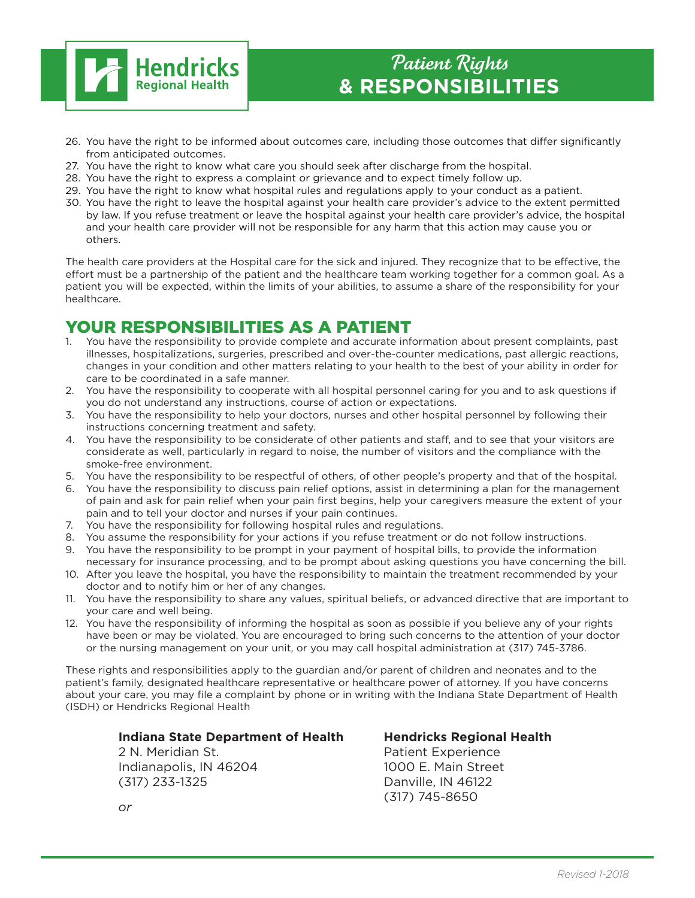# Patient Rights & RESPONSIBILITIES

26. You have the right to be informed about outcomes care, including those outcomes that differ significantly from anticipated outcomes.
27. You have the right to know what care you should seek after discharge from the hospital.
28. You have the right to express a complaint or grievance and to expect timely follow up.
29. You have the right to know what hospital rules and regulations apply to your conduct as a patient.
30. You have the right to leave the hospital against your health care provider's advice to the extent permitted by law. If you refuse treatment or leave the hospital against your health care provider's advice, the hospital and your health care provider will not be responsible for any harm that this action may cause you or others.

The health care providers at the Hospital care for the sick and injured. They recognize that to be effective, the effort must be a partnership of the patient and the healthcare team working together for a common goal. As a patient you will be expected, within the limits of your abilities, to assume a share of the responsibility for your healthcare.

## YOUR RESPONSIBILITIES AS A PATIENT

1. You have the responsibility to provide complete and accurate information about present complaints, past illnesses, hospitalizations, surgeries, prescribed and over-the-counter medications, past allergic reactions, changes in your condition and other matters relating to your health to the best of your ability in order for care to be coordinated in a safe manner.
2. You have the responsibility to cooperate with all hospital personnel caring for you and to ask questions if you do not understand any instructions, course of action or expectations.
3. You have the responsibility to help your doctors, nurses and other hospital personnel by following their instructions concerning treatment and safety.
4. You have the responsibility to be considerate of other patients and staff, and to see that your visitors are considerate as well, particularly in regard to noise, the number of visitors and the compliance with the smoke-free environment.
5. You have the responsibility to be respectful of others, of other people's property and that of the hospital.
6. You have the responsibility to discuss pain relief options, assist in determining a plan for the management of pain and ask for pain relief when your pain first begins, help your caregivers measure the extent of your pain and to tell your doctor and nurses if your pain continues.
7. You have the responsibility for following hospital rules and regulations.
8. You assume the responsibility for your actions if you refuse treatment or do not follow instructions.
9. You have the responsibility to be prompt in your payment of hospital bills, to provide the information necessary for insurance processing, and to be prompt about asking questions you have concerning the bill.
10. After you leave the hospital, you have the responsibility to maintain the treatment recommended by your doctor and to notify him or her of any changes.
11. You have the responsibility to share any values, spiritual beliefs, or advanced directive that are important to your care and well being.
12. You have the responsibility of informing the hospital as soon as possible if you believe any of your rights have been or may be violated. You are encouraged to bring such concerns to the attention of your doctor or the nursing management on your unit, or you may call hospital administration at (317) 745-3786.

These rights and responsibilities apply to the guardian and/or parent of children and neonates and to the patient's family, designated healthcare representative or healthcare power of attorney. If you have concerns about your care, you may file a complaint by phone or in writing with the Indiana State Department of Health (ISDH) or Hendricks Regional Health

**Indiana State Department of Health**
2 N. Meridian St.
Indianapolis, IN 46204
(317) 233-1325

*or*

**Hendricks Regional Health**
Patient Experience
1000 E. Main Street
Danville, IN 46122
(317) 745-8650

*Revised 1-2018*